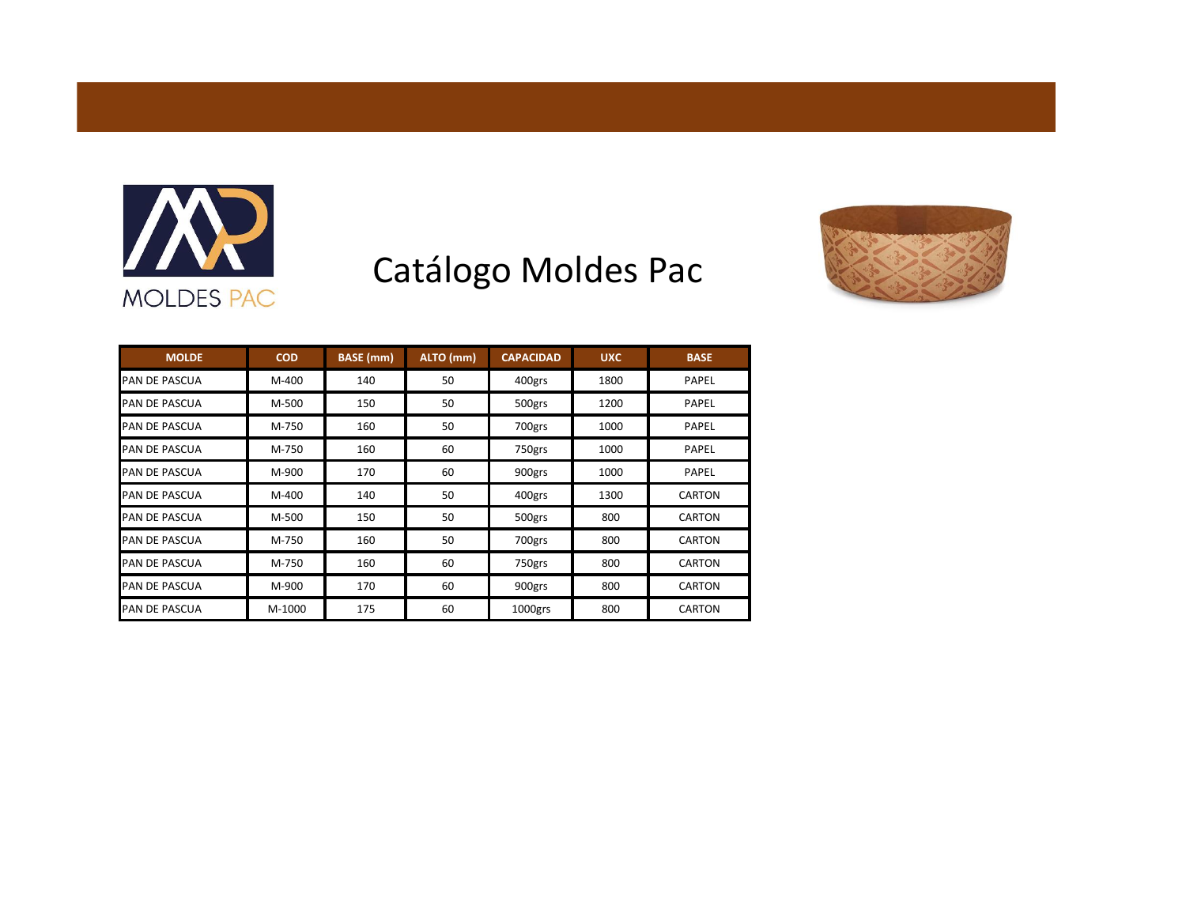MOLDES PAC

# Catálogo Moldes Pac

| MOLDE | COD | BASE (mm) | ALTO (mm) | CAPACIDAD | UXC | BASE |
|---|---|---|---|---|---|---|
| PAN DE PASCUA | M-400 | 140 | 50 | 400grs | 1800 | PAPEL |
| PAN DE PASCUA | M-500 | 150 | 50 | 500grs | 1200 | PAPEL |
| PAN DE PASCUA | M-750 | 160 | 50 | 700grs | 1000 | PAPEL |
| PAN DE PASCUA | M-750 | 160 | 60 | 750grs | 1000 | PAPEL |
| PAN DE PASCUA | M-900 | 170 | 60 | 900grs | 1000 | PAPEL |
| PAN DE PASCUA | M-400 | 140 | 50 | 400grs | 1300 | CARTON |
| PAN DE PASCUA | M-500 | 150 | 50 | 500grs | 800 | CARTON |
| PAN DE PASCUA | M-750 | 160 | 50 | 700grs | 800 | CARTON |
| PAN DE PASCUA | M-750 | 160 | 60 | 750grs | 800 | CARTON |
| PAN DE PASCUA | M-900 | 170 | 60 | 900grs | 800 | CARTON |
| PAN DE PASCUA | M-1000 | 175 | 60 | 1000grs | 800 | CARTON |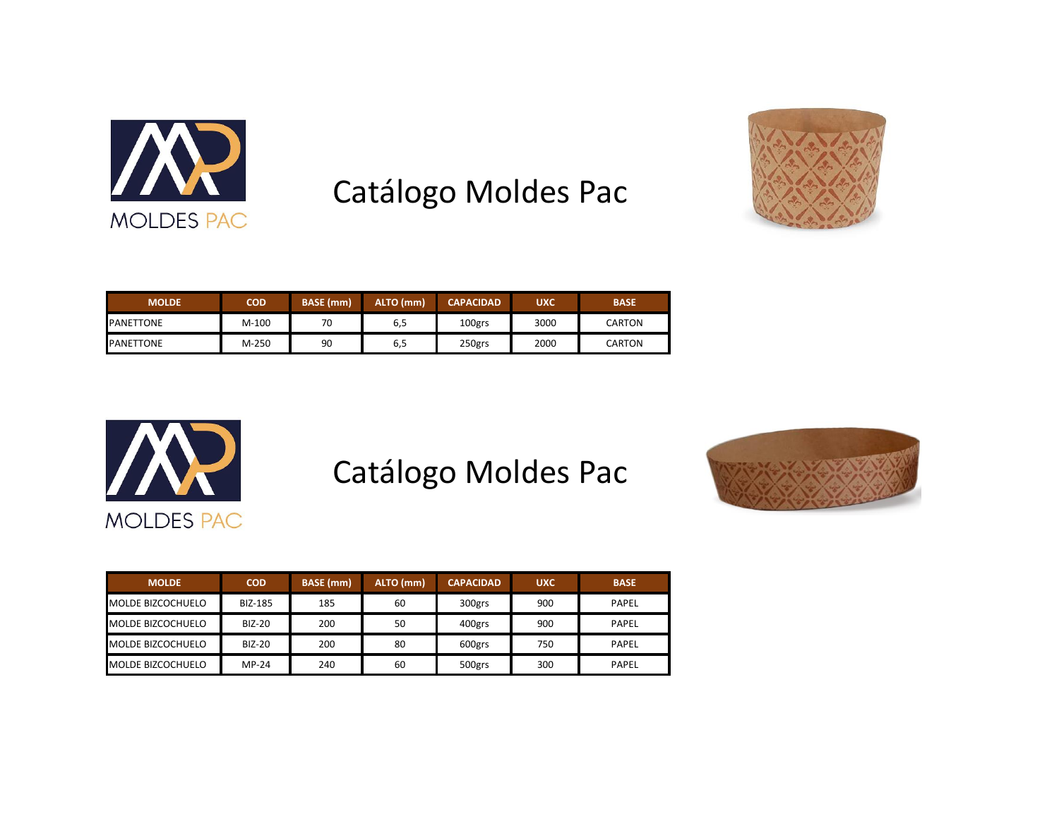MOLDES PAC

# Catálogo Moldes Pac

| MOLDE | COD | BASE (mm) | ALTO (mm) | CAPACIDAD | UXC | BASE |
|---|---|---|---|---|---|---|
| PANETTONE | M-100 | 70 | 6,5 | 100grs | 3000 | CARTON |
| PANETTONE | M-250 | 90 | 6,5 | 250grs | 2000 | CARTON |

MOLDES PAC

# Catálogo Moldes Pac

| MOLDE | COD | BASE (mm) | ALTO (mm) | CAPACIDAD | UXC | BASE |
|---|---|---|---|---|---|---|
| MOLDE BIZCOCHUELO | BIZ-185 | 185 | 60 | 300grs | 900 | PAPEL |
| MOLDE BIZCOCHUELO | BIZ-20 | 200 | 50 | 400grs | 900 | PAPEL |
| MOLDE BIZCOCHUELO | BIZ-20 | 200 | 80 | 600grs | 750 | PAPEL |
| MOLDE BIZCOCHUELO | MP-24 | 240 | 60 | 500grs | 300 | PAPEL |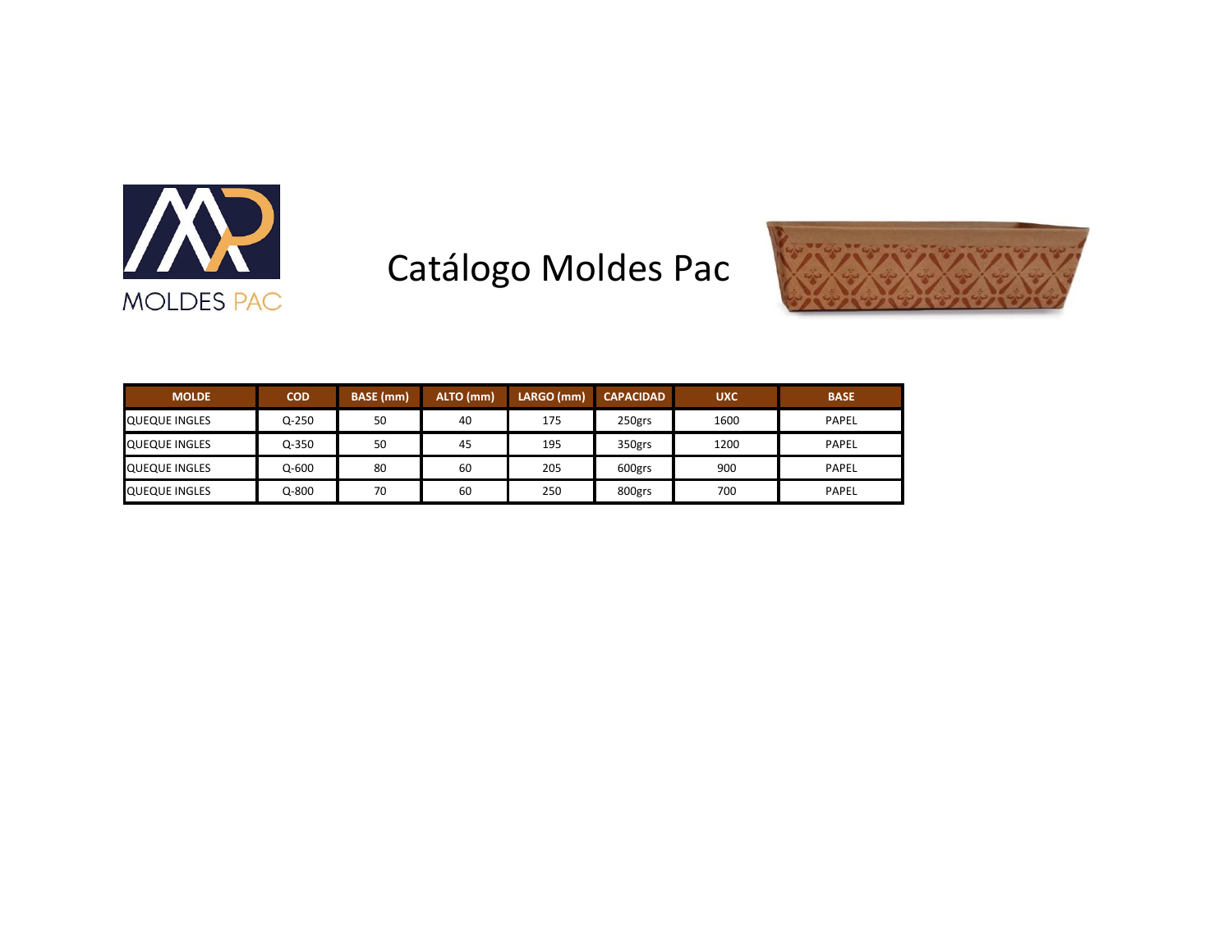MOLDES PAC

# Catálogo Moldes Pac

| MOLDE | COD | BASE (mm) | ALTO (mm) | LARGO (mm) | CAPACIDAD | UXC | BASE |
|---|---|---|---|---|---|---|---|
| QUEQUE INGLES | Q-250 | 50 | 40 | 175 | 250grs | 1600 | PAPEL |
| QUEQUE INGLES | Q-350 | 50 | 45 | 195 | 350grs | 1200 | PAPEL |
| QUEQUE INGLES | Q-600 | 80 | 60 | 205 | 600grs | 900 | PAPEL |
| QUEQUE INGLES | Q-800 | 70 | 60 | 250 | 800grs | 700 | PAPEL |